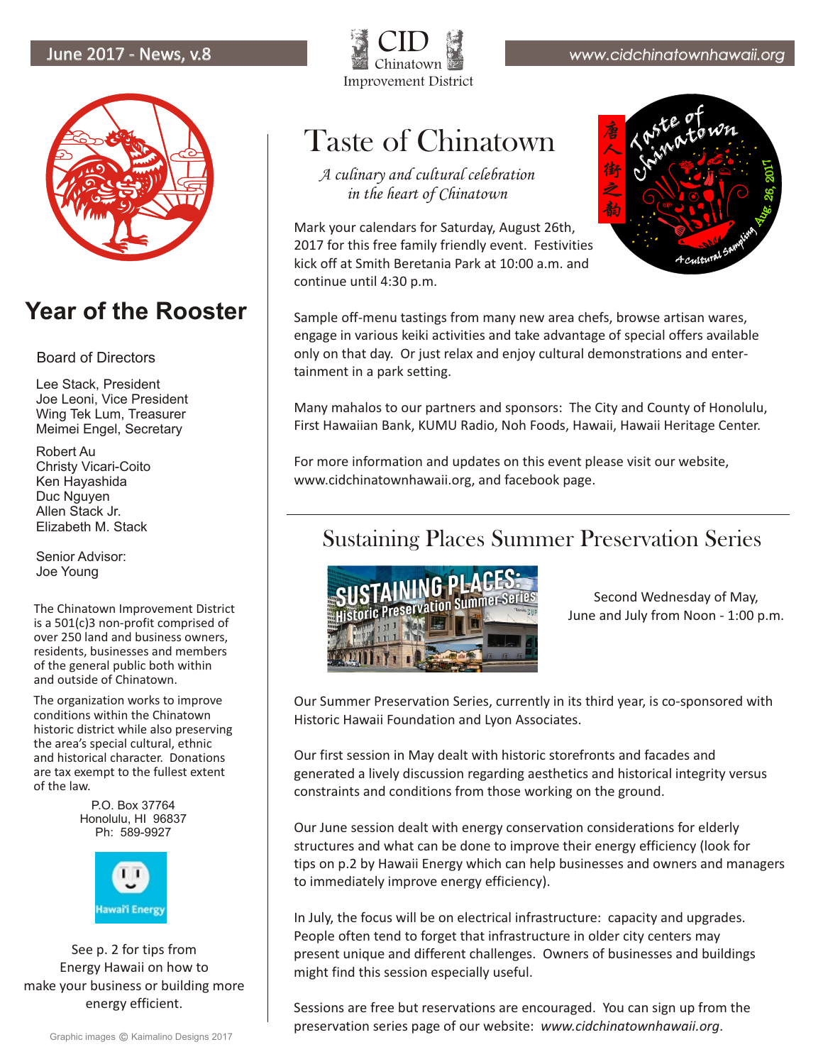June 2017 - News, v.8

CID Chinatown Improvement District

www.cidchinatownhawaii.org

# Year of the Rooster

Board of Directors

Lee Stack, President
Joe Leoni, Vice President
Wing Tek Lum, Treasurer
Meimei Engel, Secretary

Robert Au
Christy Vicari-Coito
Ken Hayashida
Duc Nguyen
Allen Stack Jr.
Elizabeth M. Stack

Senior Advisor:
Joe Young

The Chinatown Improvement District is a 501(c)3 non-profit comprised of over 250 land and business owners, residents, businesses and members of the general public both within and outside of Chinatown.

The organization works to improve conditions within the Chinatown historic district while also preserving the area's special cultural, ethnic and historical character. Donations are tax exempt to the fullest extent of the law.

P.O. Box 37764
Honolulu, HI 96837
Ph: 589-9927

Hawai'i Energy

See p. 2 for tips from Energy Hawaii on how to make your business or building more energy efficient.

Graphic images © Kaimalino Designs 2017

# Taste of Chinatown

*A culinary and cultural celebration in the heart of Chinatown*

唐人街之韵 Taste of Chinatown Aug. 26, 2017 A Cultural Sampling

Mark your calendars for Saturday, August 26th, 2017 for this free family friendly event. Festivities kick off at Smith Beretania Park at 10:00 a.m. and continue until 4:30 p.m.

Sample off-menu tastings from many new area chefs, browse artisan wares, engage in various keiki activities and take advantage of special offers available only on that day. Or just relax and enjoy cultural demonstrations and entertainment in a park setting.

Many mahalos to our partners and sponsors: The City and County of Honolulu, First Hawaiian Bank, KUMU Radio, Noh Foods, Hawaii, Hawaii Heritage Center.

For more information and updates on this event please visit our website, www.cidchinatownhawaii.org, and facebook page.

## Sustaining Places Summer Preservation Series

SUSTAINING PLACES: Historic Preservation Summer Series

Second Wednesday of May, June and July from Noon - 1:00 p.m.

Our Summer Preservation Series, currently in its third year, is co-sponsored with Historic Hawaii Foundation and Lyon Associates.

Our first session in May dealt with historic storefronts and facades and generated a lively discussion regarding aesthetics and historical integrity versus constraints and conditions from those working on the ground.

Our June session dealt with energy conservation considerations for elderly structures and what can be done to improve their energy efficiency (look for tips on p.2 by Hawaii Energy which can help businesses and owners and managers to immediately improve energy efficiency).

In July, the focus will be on electrical infrastructure: capacity and upgrades. People often tend to forget that infrastructure in older city centers may present unique and different challenges. Owners of businesses and buildings might find this session especially useful.

Sessions are free but reservations are encouraged. You can sign up from the preservation series page of our website: *www.cidchinatownhawaii.org*.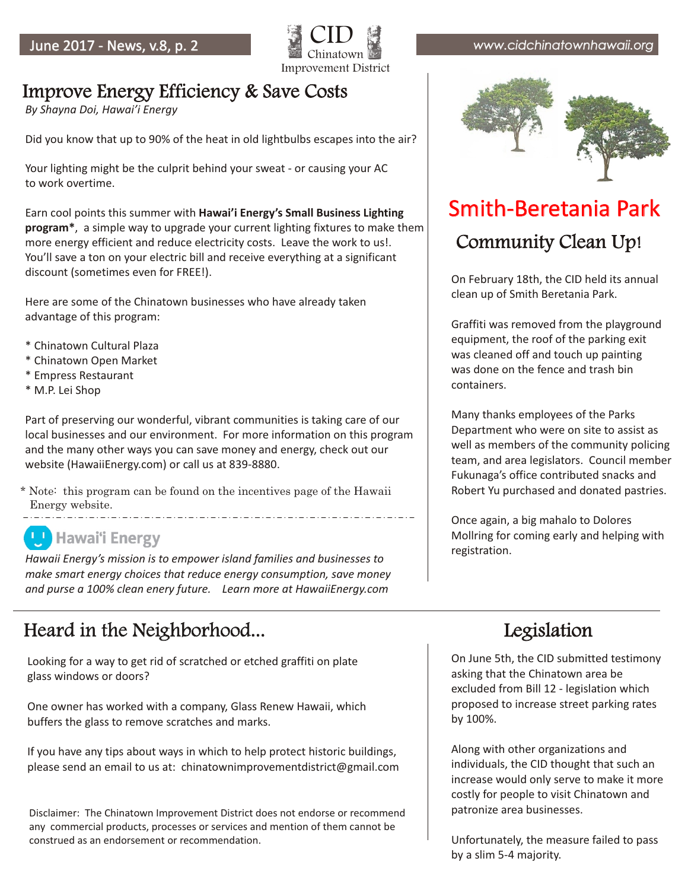# Improve Energy Efficiency & Save Costs

*By Shayna Doi, Hawai'i Energy*

Did you know that up to 90% of the heat in old lightbulbs escapes into the air?

Your lighting might be the culprit behind your sweat - or causing your AC to work overtime.

Earn cool points this summer with **Hawai'i Energy's Small Business Lighting program***, a simple way to upgrade your current lighting fixtures to make them more energy efficient and reduce electricity costs. Leave the work to us!. You'll save a ton on your electric bill and receive everything at a significant discount (sometimes even for FREE!).

Here are some of the Chinatown businesses who have already taken advantage of this program:

* Chinatown Cultural Plaza
* Chinatown Open Market
* Empress Restaurant
* M.P. Lei Shop

Part of preserving our wonderful, vibrant communities is taking care of our local businesses and our environment. For more information on this program and the many other ways you can save money and energy, check out our website (HawaiiEnergy.com) or call us at 839-8880.

* Note: this program can be found on the incentives page of the Hawaii Energy website.

Hawai'i Energy

*Hawaii Energy's mission is to empower island families and businesses to make smart energy choices that reduce energy consumption, save money and purse a 100% clean enery future. Learn more at HawaiiEnergy.com*

# Smith-Beretania Park

## Community Clean Up!

On February 18th, the CID held its annual clean up of Smith Beretania Park.

Graffiti was removed from the playground equipment, the roof of the parking exit was cleaned off and touch up painting was done on the fence and trash bin containers.

Many thanks employees of the Parks Department who were on site to assist as well as members of the community policing team, and area legislators. Council member Fukunaga's office contributed snacks and Robert Yu purchased and donated pastries.

Once again, a big mahalo to Dolores Mollring for coming early and helping with registration.

# Heard in the Neighborhood...

Looking for a way to get rid of scratched or etched graffiti on plate glass windows or doors?

One owner has worked with a company, Glass Renew Hawaii, which buffers the glass to remove scratches and marks.

If you have any tips about ways in which to help protect historic buildings, please send an email to us at: chinatownimprovementdistrict@gmail.com

Disclaimer: The Chinatown Improvement District does not endorse or recommend any commercial products, processes or services and mention of them cannot be construed as an endorsement or recommendation.

# Legislation

On June 5th, the CID submitted testimony asking that the Chinatown area be excluded from Bill 12 - legislation which proposed to increase street parking rates by 100%.

Along with other organizations and individuals, the CID thought that such an increase would only serve to make it more costly for people to visit Chinatown and patronize area businesses.

Unfortunately, the measure failed to pass by a slim 5-4 majority.